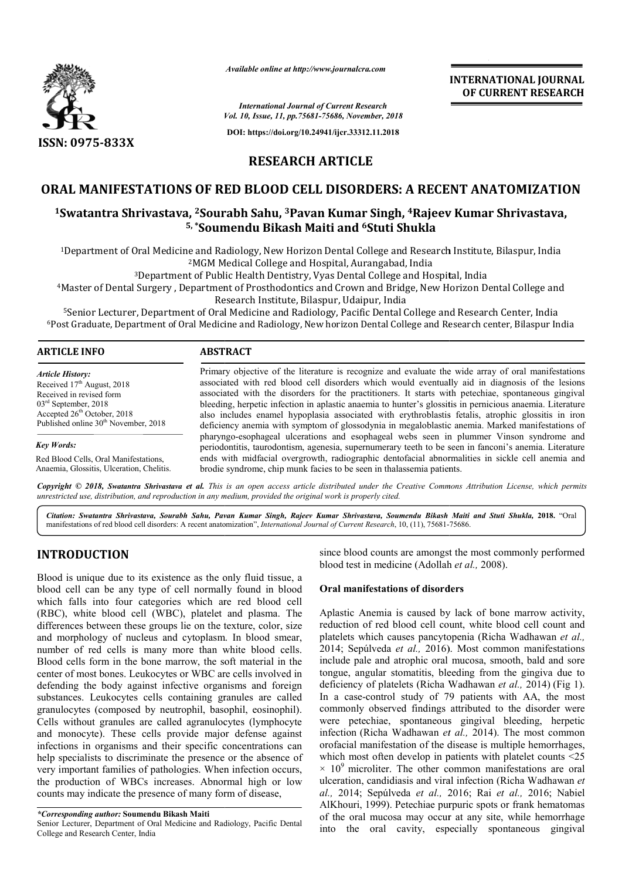Available online at http://www.journalcra.com

*International Journal of Current Research*
*Vol. 10, Issue, 11, pp.75681-75686, November, 2018*

DOI: https://doi.org/10.24941/ijcr.33312.11.2018

**INTERNATIONAL JOURNAL OF CURRENT RESEARCH**

ISSN: 0975-833X

## RESEARCH ARTICLE

# ORAL MANIFESTATIONS OF RED BLOOD CELL DISORDERS: A RECENT ANATOMIZATION

**[1]Swatantra Shrivastava, [2]Sourabh Sahu, [3]Pavan Kumar Singh, [4]Rajeev Kumar Shrivastava, [5,*]Soumendu Bikash Maiti and [6]Stuti Shukla**

[1]Department of Oral Medicine and Radiology, New Horizon Dental College and Research Institute, Bilaspur, India
[2]MGM Medical College and Hospital, Aurangabad, India
[3]Department of Public Health Dentistry, Vyas Dental College and Hospital, India
[4]Master of Dental Surgery , Department of Prosthodontics and Crown and Bridge, New Horizon Dental College and Research Institute, Bilaspur, Udaipur, India
[5]Senior Lecturer, Department of Oral Medicine and Radiology, Pacific Dental College and Research Center, India
[6]Post Graduate, Department of Oral Medicine and Radiology, New horizon Dental College and Research center, Bilaspur India

### ARTICLE INFO

*Article History:*
Received 17th August, 2018
Received in revised form
03rd September, 2018
Accepted 26th October, 2018
Published online 30th November, 2018

*Key Words:*
Red Blood Cells, Oral Manifestations, Anaemia, Glossitis, Ulceration, Chelitis.

### ABSTRACT

Primary objective of the literature is recognize and evaluate the wide array of oral manifestations associated with red blood cell disorders which would eventually aid in diagnosis of the lesions associated with the disorders for the practitioners. It starts with petechiae, spontaneous gingival bleeding, herpetic infection in aplastic anaemia to hunter's glossitis in pernicious anaemia. Literature also includes enamel hypoplasia associated with erythroblastis fetalis, atrophic glossitis in iron deficiency anemia with symptom of glossodynia in megaloblastic anemia. Marked manifestations of pharyngo-esophageal ulcerations and esophageal webs seen in plummer Vinson syndrome and periodontitis, taurodontism, agenesia, supernumerary teeth to be seen in fanconi's anemia. Literature ends with midfacial overgrowth, radiographic dentofacial abnormalities in sickle cell anemia and brodie syndrome, chip munk facies to be seen in thalassemia patients.

*Copyright © 2018, Swatantra Shrivastava et al. This is an open access article distributed under the Creative Commons Attribution License, which permits unrestricted use, distribution, and reproduction in any medium, provided the original work is properly cited.*

*Citation: Swatantra Shrivastava, Sourabh Sahu, Pavan Kumar Singh, Rajeev Kumar Shrivastava, Soumendu Bikash Maiti and Stuti Shukla,* **2018.** "Oral manifestations of red blood cell disorders: A recent anatomization", *International Journal of Current Research*, 10, (11), 75681-75686.

## INTRODUCTION

Blood is unique due to its existence as the only fluid tissue, a blood cell can be any type of cell normally found in blood which falls into four categories which are red blood cell (RBC), white blood cell (WBC), platelet and plasma. The differences between these groups lie on the texture, color, size and morphology of nucleus and cytoplasm. In blood smear, number of red cells is many more than white blood cells. Blood cells form in the bone marrow, the soft material in the center of most bones. Leukocytes or WBC are cells involved in defending the body against infective organisms and foreign substances. Leukocytes cells containing granules are called granulocytes (composed by neutrophil, basophil, eosinophil). Cells without granules are called agranulocytes (lymphocyte and monocyte). These cells provide major defense against infections in organisms and their specific concentrations can help specialists to discriminate the presence or the absence of very important families of pathologies. When infection occurs, the production of WBCs increases. Abnormal high or low counts may indicate the presence of many form of disease, since blood counts are amongst the most commonly performed blood test in medicine (Adollah *et al.,* 2008).

### Oral manifestations of disorders

Aplastic Anemia is caused by lack of bone marrow activity, reduction of red blood cell count, white blood cell count and platelets which causes pancytopenia (Richa Wadhawan *et al.,* 2014; Sepúlveda *et al.,* 2016). Most common manifestations include pale and atrophic oral mucosa, smooth, bald and sore tongue, angular stomatitis, bleeding from the gingiva due to deficiency of platelets (Richa Wadhawan *et al.,* 2014) (Fig 1). In a case-control study of 79 patients with AA, the most commonly observed findings attributed to the disorder were petechiae, spontaneous gingival bleeding, herpetic infection (Richa Wadhawan *et al.,* 2014). The most common orofacial manifestation of the disease is multiple hemorrhages, which most often develop in patients with platelet counts $<25 \times 10^9$ microliter. The other common manifestations are oral ulceration, candidiasis and viral infection (Richa Wadhawan *et al.,* 2014; Sepúlveda *et al.,* 2016; Rai *et al.,* 2016; Nabiel AlKhouri, 1999). Petechiae purpuric spots or frank hematomas of the oral mucosa may occur at any site, while hemorrhage into the oral cavity, especially spontaneous gingival

---

*\*Corresponding author:* **Soumendu Bikash Maiti**
Senior Lecturer, Department of Oral Medicine and Radiology, Pacific Dental College and Research Center, India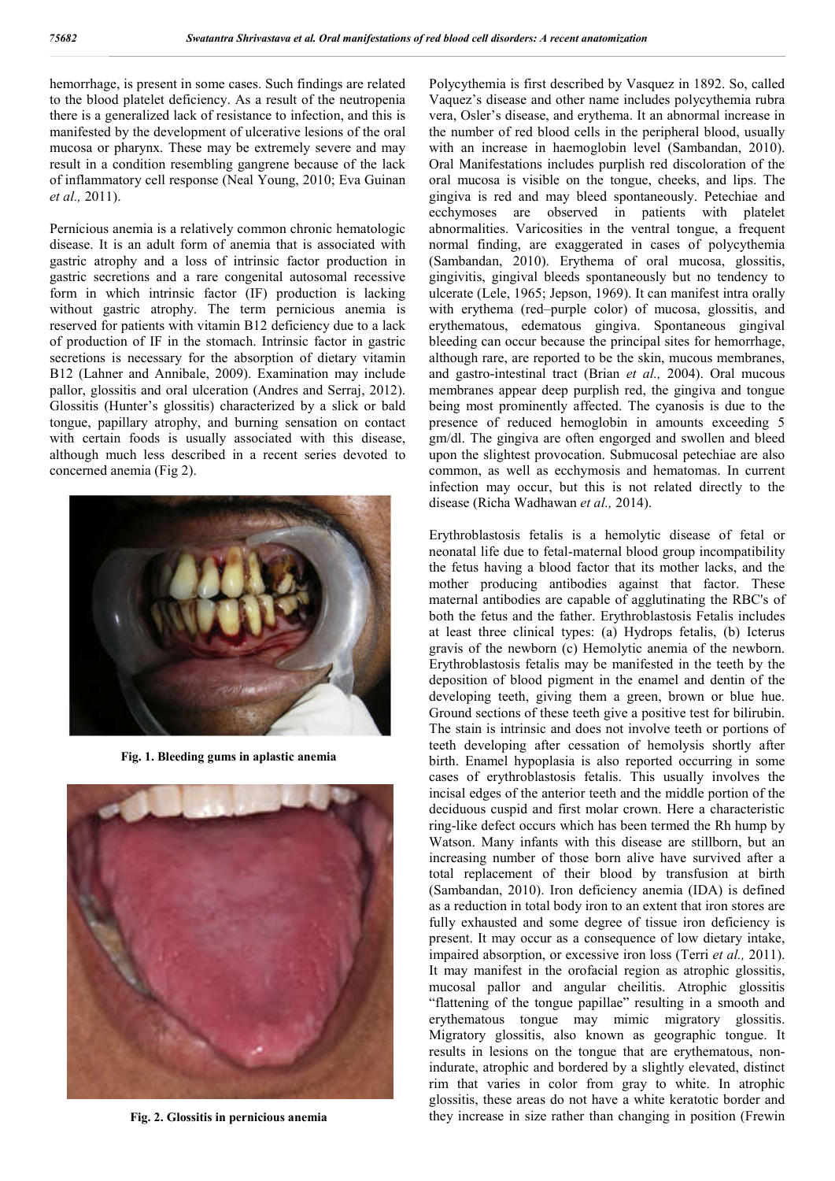hemorrhage, is present in some cases. Such findings are related to the blood platelet deficiency. As a result of the neutropenia there is a generalized lack of resistance to infection, and this is manifested by the development of ulcerative lesions of the oral mucosa or pharynx. These may be extremely severe and may result in a condition resembling gangrene because of the lack of inflammatory cell response (Neal Young, 2010; Eva Guinan *et al.,* 2011).

Pernicious anemia is a relatively common chronic hematologic disease. It is an adult form of anemia that is associated with gastric atrophy and a loss of intrinsic factor production in gastric secretions and a rare congenital autosomal recessive form in which intrinsic factor (IF) production is lacking without gastric atrophy. The term pernicious anemia is reserved for patients with vitamin B12 deficiency due to a lack of production of IF in the stomach. Intrinsic factor in gastric secretions is necessary for the absorption of dietary vitamin B12 (Lahner and Annibale, 2009). Examination may include pallor, glossitis and oral ulceration (Andres and Serraj, 2012). Glossitis (Hunter's glossitis) characterized by a slick or bald tongue, papillary atrophy, and burning sensation on contact with certain foods is usually associated with this disease, although much less described in a recent series devoted to concerned anemia (Fig 2).

**Fig. 1. Bleeding gums in aplastic anemia**

**Fig. 2. Glossitis in pernicious anemia**

Polycythemia is first described by Vasquez in 1892. So, called Vaquez's disease and other name includes polycythemia rubra vera, Osler's disease, and erythema. It an abnormal increase in the number of red blood cells in the peripheral blood, usually with an increase in haemoglobin level (Sambandan, 2010). Oral Manifestations includes purplish red discoloration of the oral mucosa is visible on the tongue, cheeks, and lips. The gingiva is red and may bleed spontaneously. Petechiae and ecchymoses are observed in patients with platelet abnormalities. Varicosities in the ventral tongue, a frequent normal finding, are exaggerated in cases of polycythemia (Sambandan, 2010). Erythema of oral mucosa, glossitis, gingivitis, gingival bleeds spontaneously but no tendency to ulcerate (Lele, 1965; Jepson, 1969). It can manifest intra orally with erythema (red–purple color) of mucosa, glossitis, and erythematous, edematous gingiva. Spontaneous gingival bleeding can occur because the principal sites for hemorrhage, although rare, are reported to be the skin, mucous membranes, and gastro-intestinal tract (Brian *et al.,* 2004). Oral mucous membranes appear deep purplish red, the gingiva and tongue being most prominently affected. The cyanosis is due to the presence of reduced hemoglobin in amounts exceeding 5 gm/dl. The gingiva are often engorged and swollen and bleed upon the slightest provocation. Submucosal petechiae are also common, as well as ecchymosis and hematomas. In current infection may occur, but this is not related directly to the disease (Richa Wadhawan *et al.,* 2014).

Erythroblastosis fetalis is a hemolytic disease of fetal or neonatal life due to fetal-maternal blood group incompatibility the fetus having a blood factor that its mother lacks, and the mother producing antibodies against that factor. These maternal antibodies are capable of agglutinating the RBC's of both the fetus and the father. Erythroblastosis Fetalis includes at least three clinical types: (a) Hydrops fetalis, (b) Icterus gravis of the newborn (c) Hemolytic anemia of the newborn. Erythroblastosis fetalis may be manifested in the teeth by the deposition of blood pigment in the enamel and dentin of the developing teeth, giving them a green, brown or blue hue. Ground sections of these teeth give a positive test for bilirubin. The stain is intrinsic and does not involve teeth or portions of teeth developing after cessation of hemolysis shortly after birth. Enamel hypoplasia is also reported occurring in some cases of erythroblastosis fetalis. This usually involves the incisal edges of the anterior teeth and the middle portion of the deciduous cuspid and first molar crown. Here a characteristic ring-like defect occurs which has been termed the Rh hump by Watson. Many infants with this disease are stillborn, but an increasing number of those born alive have survived after a total replacement of their blood by transfusion at birth (Sambandan, 2010). Iron deficiency anemia (IDA) is defined as a reduction in total body iron to an extent that iron stores are fully exhausted and some degree of tissue iron deficiency is present. It may occur as a consequence of low dietary intake, impaired absorption, or excessive iron loss (Terri *et al.,* 2011). It may manifest in the orofacial region as atrophic glossitis, mucosal pallor and angular cheilitis. Atrophic glossitis "flattening of the tongue papillae" resulting in a smooth and erythematous tongue may mimic migratory glossitis. Migratory glossitis, also known as geographic tongue. It results in lesions on the tongue that are erythematous, non-indurate, atrophic and bordered by a slightly elevated, distinct rim that varies in color from gray to white. In atrophic glossitis, these areas do not have a white keratotic border and they increase in size rather than changing in position (Frewin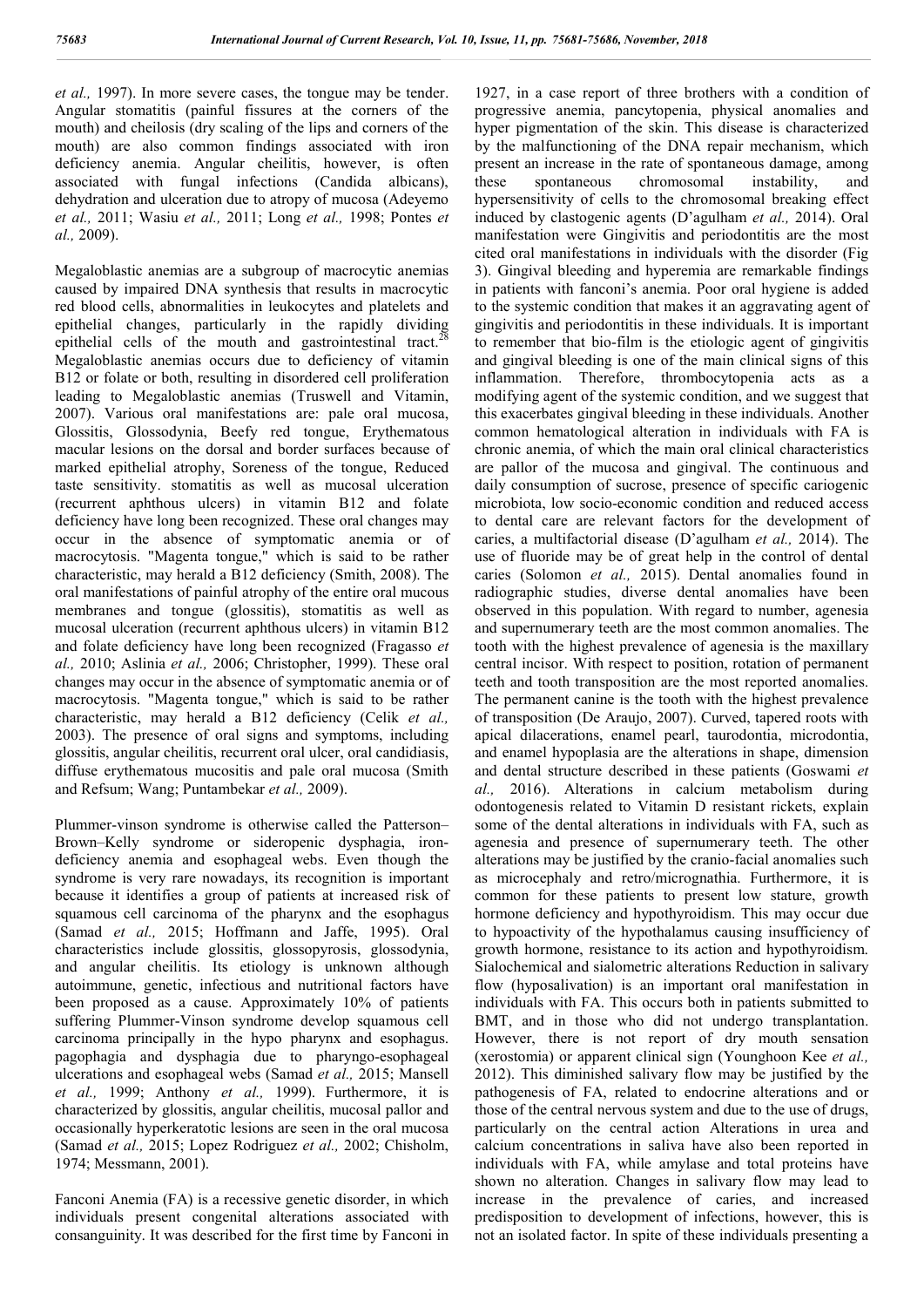*et al.,* 1997). In more severe cases, the tongue may be tender. Angular stomatitis (painful fissures at the corners of the mouth) and cheilosis (dry scaling of the lips and corners of the mouth) are also common findings associated with iron deficiency anemia. Angular cheilitis, however, is often associated with fungal infections (Candida albicans), dehydration and ulceration due to atropy of mucosa (Adeyemo *et al.,* 2011; Wasiu *et al.,* 2011; Long *et al.,* 1998; Pontes *et al.,* 2009).

Megaloblastic anemias are a subgroup of macrocytic anemias caused by impaired DNA synthesis that results in macrocytic red blood cells, abnormalities in leukocytes and platelets and epithelial changes, particularly in the rapidly dividing epithelial cells of the mouth and gastrointestinal tract.[28] Megaloblastic anemias occurs due to deficiency of vitamin B12 or folate or both, resulting in disordered cell proliferation leading to Megaloblastic anemias (Truswell and Vitamin, 2007). Various oral manifestations are: pale oral mucosa, Glossitis, Glossodynia, Beefy red tongue, Erythematous macular lesions on the dorsal and border surfaces because of marked epithelial atrophy, Soreness of the tongue, Reduced taste sensitivity. stomatitis as well as mucosal ulceration (recurrent aphthous ulcers) in vitamin B12 and folate deficiency have long been recognized. These oral changes may occur in the absence of symptomatic anemia or of macrocytosis. "Magenta tongue," which is said to be rather characteristic, may herald a B12 deficiency (Smith, 2008). The oral manifestations of painful atrophy of the entire oral mucous membranes and tongue (glossitis), stomatitis as well as mucosal ulceration (recurrent aphthous ulcers) in vitamin B12 and folate deficiency have long been recognized (Fragasso *et al.,* 2010; Aslinia *et al.,* 2006; Christopher, 1999). These oral changes may occur in the absence of symptomatic anemia or of macrocytosis. "Magenta tongue," which is said to be rather characteristic, may herald a B12 deficiency (Celik *et al.,* 2003). The presence of oral signs and symptoms, including glossitis, angular cheilitis, recurrent oral ulcer, oral candidiasis, diffuse erythematous mucositis and pale oral mucosa (Smith and Refsum; Wang; Puntambekar *et al.,* 2009).

Plummer-vinson syndrome is otherwise called the Patterson–Brown–Kelly syndrome or sideropenic dysphagia, iron-deficiency anemia and esophageal webs. Even though the syndrome is very rare nowadays, its recognition is important because it identifies a group of patients at increased risk of squamous cell carcinoma of the pharynx and the esophagus (Samad *et al.,* 2015; Hoffmann and Jaffe, 1995). Oral characteristics include glossitis, glossopyrosis, glossodynia, and angular cheilitis. Its etiology is unknown although autoimmune, genetic, infectious and nutritional factors have been proposed as a cause. Approximately 10% of patients suffering Plummer-Vinson syndrome develop squamous cell carcinoma principally in the hypo pharynx and esophagus. pagophagia and dysphagia due to pharyngo-esophageal ulcerations and esophageal webs (Samad *et al.,* 2015; Mansell *et al.,* 1999; Anthony *et al.,* 1999). Furthermore, it is characterized by glossitis, angular cheilitis, mucosal pallor and occasionally hyperkeratotic lesions are seen in the oral mucosa (Samad *et al.,* 2015; Lopez Rodriguez *et al.,* 2002; Chisholm, 1974; Messmann, 2001).

Fanconi Anemia (FA) is a recessive genetic disorder, in which individuals present congenital alterations associated with consanguinity. It was described for the first time by Fanconi in 1927, in a case report of three brothers with a condition of progressive anemia, pancytopenia, physical anomalies and hyper pigmentation of the skin. This disease is characterized by the malfunctioning of the DNA repair mechanism, which present an increase in the rate of spontaneous damage, among these spontaneous chromosomal instability, and hypersensitivity of cells to the chromosomal breaking effect induced by clastogenic agents (D'agulham *et al.,* 2014). Oral manifestation were Gingivitis and periodontitis are the most cited oral manifestations in individuals with the disorder (Fig 3). Gingival bleeding and hyperemia are remarkable findings in patients with fanconi's anemia. Poor oral hygiene is added to the systemic condition that makes it an aggravating agent of gingivitis and periodontitis in these individuals. It is important to remember that bio-film is the etiologic agent of gingivitis and gingival bleeding is one of the main clinical signs of this inflammation. Therefore, thrombocytopenia acts as a modifying agent of the systemic condition, and we suggest that this exacerbates gingival bleeding in these individuals. Another common hematological alteration in individuals with FA is chronic anemia, of which the main oral clinical characteristics are pallor of the mucosa and gingival. The continuous and daily consumption of sucrose, presence of specific cariogenic microbiota, low socio-economic condition and reduced access to dental care are relevant factors for the development of caries, a multifactorial disease (D'agulham *et al.,* 2014). The use of fluoride may be of great help in the control of dental caries (Solomon *et al.,* 2015). Dental anomalies found in radiographic studies, diverse dental anomalies have been observed in this population. With regard to number, agenesia and supernumerary teeth are the most common anomalies. The tooth with the highest prevalence of agenesia is the maxillary central incisor. With respect to position, rotation of permanent teeth and tooth transposition are the most reported anomalies. The permanent canine is the tooth with the highest prevalence of transposition (De Araujo, 2007). Curved, tapered roots with apical dilacerations, enamel pearl, taurodontia, microdontia, and enamel hypoplasia are the alterations in shape, dimension and dental structure described in these patients (Goswami *et al.,* 2016). Alterations in calcium metabolism during odontogenesis related to Vitamin D resistant rickets, explain some of the dental alterations in individuals with FA, such as agenesia and presence of supernumerary teeth. The other alterations may be justified by the cranio-facial anomalies such as microcephaly and retro/micrognathia. Furthermore, it is common for these patients to present low stature, growth hormone deficiency and hypothyroidism. This may occur due to hypoactivity of the hypothalamus causing insufficiency of growth hormone, resistance to its action and hypothyroidism. Sialochemical and sialometric alterations Reduction in salivary flow (hyposalivation) is an important oral manifestation in individuals with FA. This occurs both in patients submitted to BMT, and in those who did not undergo transplantation. However, there is not report of dry mouth sensation (xerostomia) or apparent clinical sign (Younghoon Kee *et al.,* 2012). This diminished salivary flow may be justified by the pathogenesis of FA, related to endocrine alterations and or those of the central nervous system and due to the use of drugs, particularly on the central action Alterations in urea and calcium concentrations in saliva have also been reported in individuals with FA, while amylase and total proteins have shown no alteration. Changes in salivary flow may lead to increase in the prevalence of caries, and increased predisposition to development of infections, however, this is not an isolated factor. In spite of these individuals presenting a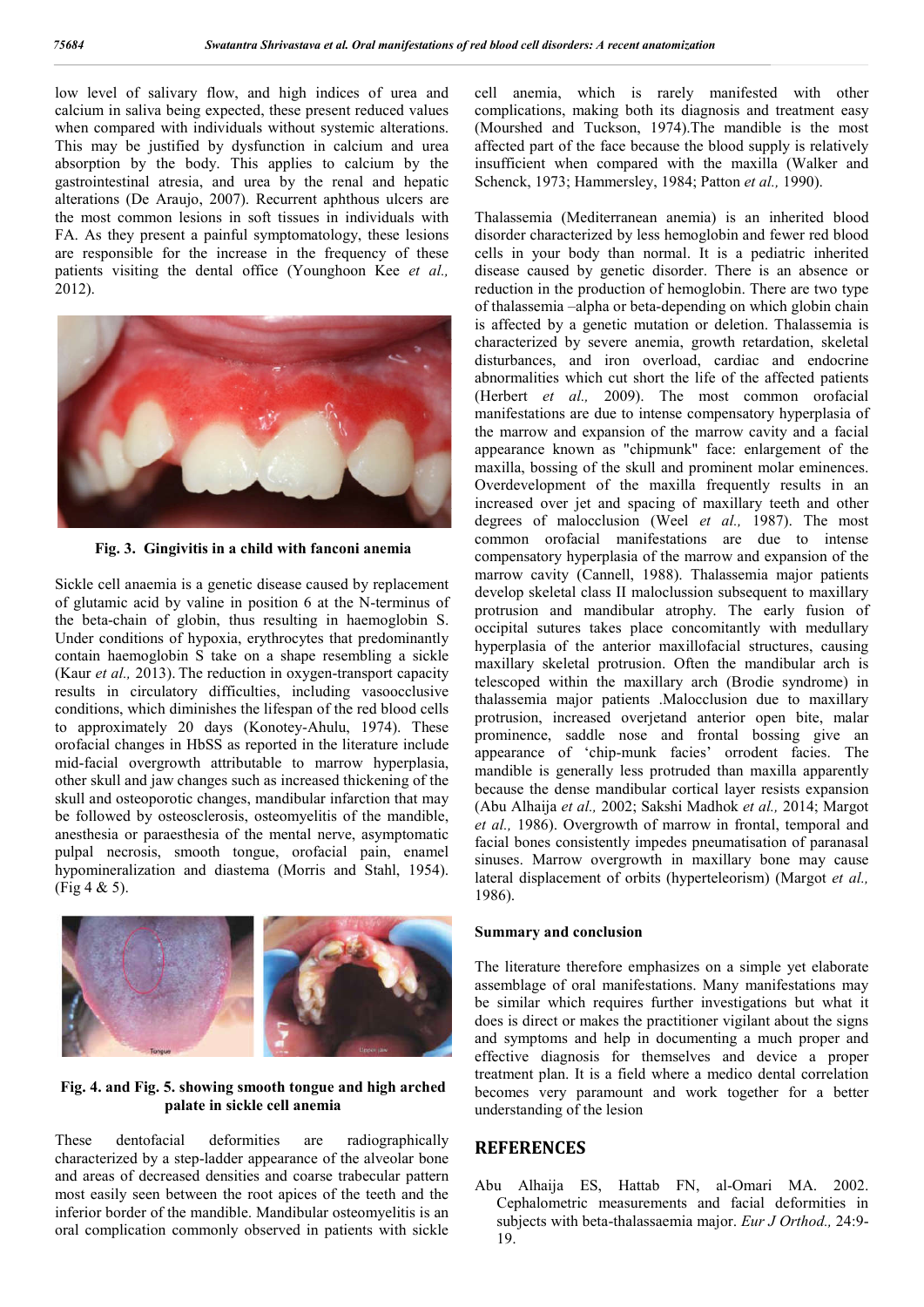low level of salivary flow, and high indices of urea and calcium in saliva being expected, these present reduced values when compared with individuals without systemic alterations. This may be justified by dysfunction in calcium and urea absorption by the body. This applies to calcium by the gastrointestinal atresia, and urea by the renal and hepatic alterations (De Araujo, 2007). Recurrent aphthous ulcers are the most common lesions in soft tissues in individuals with FA. As they present a painful symptomatology, these lesions are responsible for the increase in the frequency of these patients visiting the dental office (Younghoon Kee *et al.,* 2012).

**Fig. 3. Gingivitis in a child with fanconi anemia**

Sickle cell anaemia is a genetic disease caused by replacement of glutamic acid by valine in position 6 at the N-terminus of the beta-chain of globin, thus resulting in haemoglobin S. Under conditions of hypoxia, erythrocytes that predominantly contain haemoglobin S take on a shape resembling a sickle (Kaur *et al.,* 2013). The reduction in oxygen-transport capacity results in circulatory difficulties, including vasoocclusive conditions, which diminishes the lifespan of the red blood cells to approximately 20 days (Konotey-Ahulu, 1974). These orofacial changes in HbSS as reported in the literature include mid-facial overgrowth attributable to marrow hyperplasia, other skull and jaw changes such as increased thickening of the skull and osteoporotic changes, mandibular infarction that may be followed by osteosclerosis, osteomyelitis of the mandible, anesthesia or paraesthesia of the mental nerve, asymptomatic pulpal necrosis, smooth tongue, orofacial pain, enamel hypomineralization and diastema (Morris and Stahl, 1954). (Fig 4 & 5).

**Fig. 4. and Fig. 5. showing smooth tongue and high arched palate in sickle cell anemia**

These dentofacial deformities are radiographically characterized by a step-ladder appearance of the alveolar bone and areas of decreased densities and coarse trabecular pattern most easily seen between the root apices of the teeth and the inferior border of the mandible. Mandibular osteomyelitis is an oral complication commonly observed in patients with sickle cell anemia, which is rarely manifested with other complications, making both its diagnosis and treatment easy (Mourshed and Tuckson, 1974).The mandible is the most affected part of the face because the blood supply is relatively insufficient when compared with the maxilla (Walker and Schenck, 1973; Hammersley, 1984; Patton *et al.,* 1990).

Thalassemia (Mediterranean anemia) is an inherited blood disorder characterized by less hemoglobin and fewer red blood cells in your body than normal. It is a pediatric inherited disease caused by genetic disorder. There is an absence or reduction in the production of hemoglobin. There are two type of thalassemia –alpha or beta-depending on which globin chain is affected by a genetic mutation or deletion. Thalassemia is characterized by severe anemia, growth retardation, skeletal disturbances, and iron overload, cardiac and endocrine abnormalities which cut short the life of the affected patients (Herbert *et al.,* 2009). The most common orofacial manifestations are due to intense compensatory hyperplasia of the marrow and expansion of the marrow cavity and a facial appearance known as "chipmunk" face: enlargement of the maxilla, bossing of the skull and prominent molar eminences. Overdevelopment of the maxilla frequently results in an increased over jet and spacing of maxillary teeth and other degrees of malocclusion (Weel *et al.,* 1987). The most common orofacial manifestations are due to intense compensatory hyperplasia of the marrow and expansion of the marrow cavity (Cannell, 1988). Thalassemia major patients develop skeletal class II maloclussion subsequent to maxillary protrusion and mandibular atrophy. The early fusion of occipital sutures takes place concomitantly with medullary hyperplasia of the anterior maxillofacial structures, causing maxillary skeletal protrusion. Often the mandibular arch is telescoped within the maxillary arch (Brodie syndrome) in thalassemia major patients .Malocclusion due to maxillary protrusion, increased overjetand anterior open bite, malar prominence, saddle nose and frontal bossing give an appearance of 'chip-munk facies' orrodent facies. The mandible is generally less protruded than maxilla apparently because the dense mandibular cortical layer resists expansion (Abu Alhaija *et al.,* 2002; Sakshi Madhok *et al.,* 2014; Margot *et al.,* 1986). Overgrowth of marrow in frontal, temporal and facial bones consistently impedes pneumatisation of paranasal sinuses. Marrow overgrowth in maxillary bone may cause lateral displacement of orbits (hyperteleorism) (Margot *et al.,* 1986).

### Summary and conclusion

The literature therefore emphasizes on a simple yet elaborate assemblage of oral manifestations. Many manifestations may be similar which requires further investigations but what it does is direct or makes the practitioner vigilant about the signs and symptoms and help in documenting a much proper and effective diagnosis for themselves and device a proper treatment plan. It is a field where a medico dental correlation becomes very paramount and work together for a better understanding of the lesion

## REFERENCES

Abu Alhaija ES, Hattab FN, al-Omari MA. 2002. Cephalometric measurements and facial deformities in subjects with beta-thalassaemia major. *Eur J Orthod.,* 24:9-19.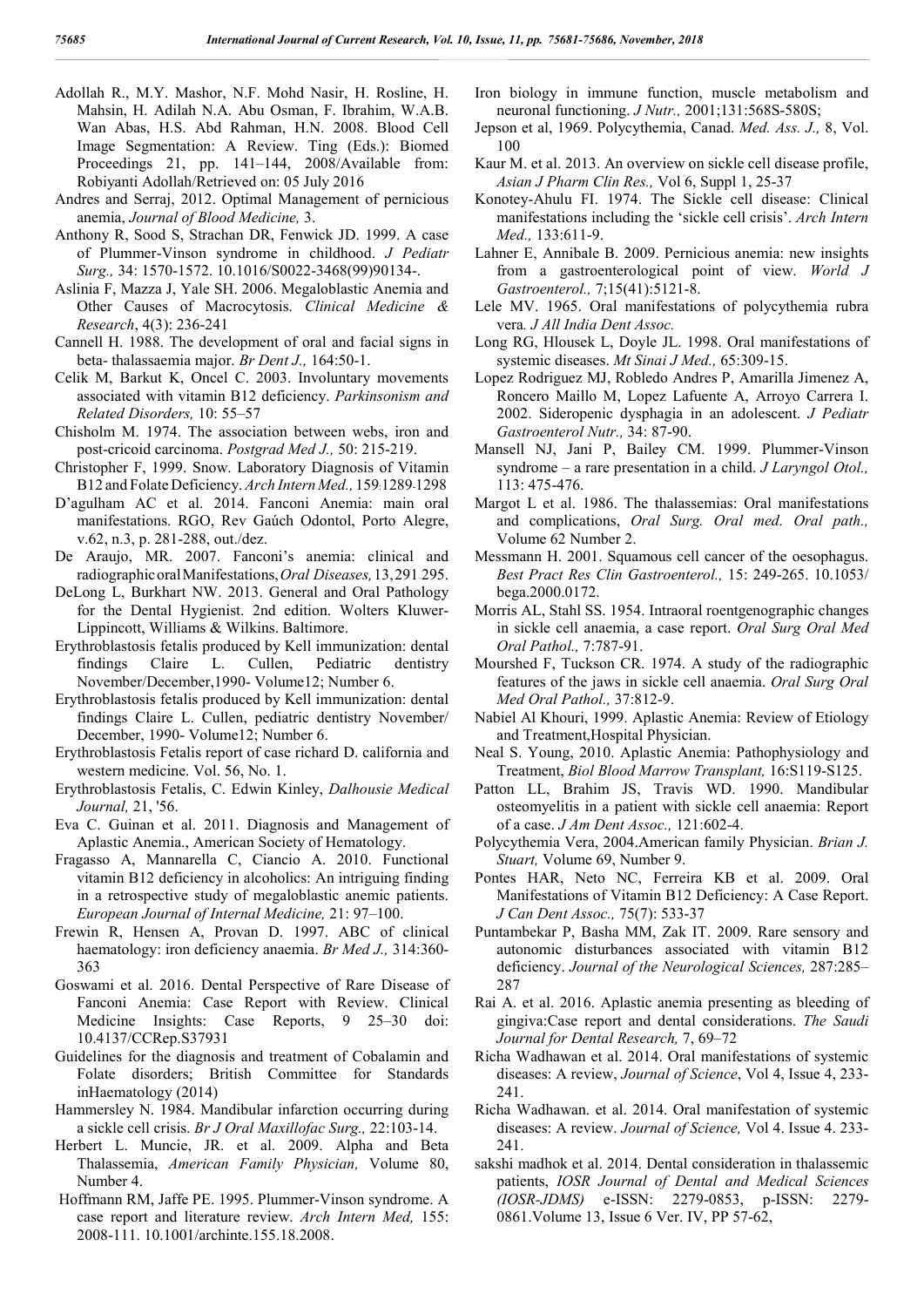Adollah R., M.Y. Mashor, N.F. Mohd Nasir, H. Rosline, H. Mahsin, H. Adilah N.A. Abu Osman, F. Ibrahim, W.A.B. Wan Abas, H.S. Abd Rahman, H.N. 2008. Blood Cell Image Segmentation: A Review. Ting (Eds.): Biomed Proceedings 21, pp. 141–144, 2008/Available from: Robiyanti Adollah/Retrieved on: 05 July 2016

Andres and Serraj, 2012. Optimal Management of pernicious anemia, *Journal of Blood Medicine,* 3.

Anthony R, Sood S, Strachan DR, Fenwick JD. 1999. A case of Plummer-Vinson syndrome in childhood. *J Pediatr Surg.,* 34: 1570-1572. 10.1016/S0022-3468(99)90134-.

Aslinia F, Mazza J, Yale SH. 2006. Megaloblastic Anemia and Other Causes of Macrocytosis. *Clinical Medicine & Research*, 4(3): 236-241

Cannell H. 1988. The development of oral and facial signs in beta- thalassaemia major. *Br Dent J.,* 164:50-1.

Celik M, Barkut K, Oncel C. 2003. Involuntary movements associated with vitamin B12 deficiency. *Parkinsonism and Related Disorders,* 10: 55–57

Chisholm M. 1974. The association between webs, iron and post-cricoid carcinoma. *Postgrad Med J.,* 50: 215-219.

Christopher F, 1999. Snow. Laboratory Diagnosis of Vitamin B12 and Folate Deficiency. *Arch Intern Med.,* 159:1289-1298

D'agulham AC et al. 2014. Fanconi Anemia: main oral manifestations. RGO, Rev Gaúch Odontol, Porto Alegre, v.62, n.3, p. 281-288, out./dez.

De Araujo, MR. 2007. Fanconi's anemia: clinical and radiographic oral Manifestations, *Oral Diseases,* 13, 291-295.

DeLong L, Burkhart NW. 2013. General and Oral Pathology for the Dental Hygienist. 2nd edition. Wolters Kluwer-Lippincott, Williams & Wilkins. Baltimore.

Erythroblastosis fetalis produced by Kell immunization: dental findings Claire L. Cullen, Pediatric dentistry November/December,1990- Volume12; Number 6.

Erythroblastosis fetalis produced by Kell immunization: dental findings Claire L. Cullen, pediatric dentistry November/ December, 1990- Volume12; Number 6.

Erythroblastosis Fetalis report of case richard D. california and western medicine. Vol. 56, No. 1.

Erythroblastosis Fetalis, C. Edwin Kinley, *Dalhousie Medical Journal,* 21, '56.

Eva C. Guinan et al. 2011. Diagnosis and Management of Aplastic Anemia., American Society of Hematology.

Fragasso A, Mannarella C, Ciancio A. 2010. Functional vitamin B12 deficiency in alcoholics: An intriguing finding in a retrospective study of megaloblastic anemic patients. *European Journal of Internal Medicine,* 21: 97–100.

Frewin R, Hensen A, Provan D. 1997. ABC of clinical haematology: iron deficiency anaemia. *Br Med J.,* 314:360-363

Goswami et al. 2016. Dental Perspective of Rare Disease of Fanconi Anemia: Case Report with Review. Clinical Medicine Insights: Case Reports, 9 25–30 doi: 10.4137/CCRep.S37931

Guidelines for the diagnosis and treatment of Cobalamin and Folate disorders; British Committee for Standards inHaematology (2014)

Hammersley N. 1984. Mandibular infarction occurring during a sickle cell crisis. *Br J Oral Maxillofac Surg.,* 22:103-14.

Herbert L. Muncie, JR. et al. 2009. Alpha and Beta Thalassemia, *American Family Physician,* Volume 80, Number 4.

Hoffmann RM, Jaffe PE. 1995. Plummer-Vinson syndrome. A case report and literature review. *Arch Intern Med,* 155: 2008-111. 10.1001/archinte.155.18.2008.

Iron biology in immune function, muscle metabolism and neuronal functioning. *J Nutr.,* 2001;131:568S-580S;

Jepson et al, 1969. Polycythemia, Canad. *Med. Ass. J.,* 8, Vol. 100

Kaur M. et al. 2013. An overview on sickle cell disease profile, *Asian J Pharm Clin Res.,* Vol 6, Suppl 1, 25-37

Konotey-Ahulu FI. 1974. The Sickle cell disease: Clinical manifestations including the 'sickle cell crisis'. *Arch Intern Med.,* 133:611-9.

Lahner E, Annibale B. 2009. Pernicious anemia: new insights from a gastroenterological point of view. *World J Gastroenterol.,* 7;15(41):5121-8.

Lele MV. 1965. Oral manifestations of polycythemia rubra vera. *J All India Dent Assoc.*

Long RG, Hlousek L, Doyle JL. 1998. Oral manifestations of systemic diseases. *Mt Sinai J Med.,* 65:309-15.

Lopez Rodriguez MJ, Robledo Andres P, Amarilla Jimenez A, Roncero Maillo M, Lopez Lafuente A, Arroyo Carrera I. 2002. Sideropenic dysphagia in an adolescent. *J Pediatr Gastroenterol Nutr.,* 34: 87-90.

Mansell NJ, Jani P, Bailey CM. 1999. Plummer-Vinson syndrome – a rare presentation in a child. *J Laryngol Otol.,* 113: 475-476.

Margot L et al. 1986. The thalassemias: Oral manifestations and complications, *Oral Surg. Oral med. Oral path.,* Volume 62 Number 2.

Messmann H. 2001. Squamous cell cancer of the oesophagus. *Best Pract Res Clin Gastroenterol.,* 15: 249-265. 10.1053/ bega.2000.0172.

Morris AL, Stahl SS. 1954. Intraoral roentgenographic changes in sickle cell anaemia, a case report. *Oral Surg Oral Med Oral Pathol.,* 7:787-91.

Mourshed F, Tuckson CR. 1974. A study of the radiographic features of the jaws in sickle cell anaemia. *Oral Surg Oral Med Oral Pathol.,* 37:812-9.

Nabiel Al Khouri, 1999. Aplastic Anemia: Review of Etiology and Treatment,Hospital Physician.

Neal S. Young, 2010. Aplastic Anemia: Pathophysiology and Treatment, *Biol Blood Marrow Transplant,* 16:S119-S125.

Patton LL, Brahim JS, Travis WD. 1990. Mandibular osteomyelitis in a patient with sickle cell anaemia: Report of a case. *J Am Dent Assoc.,* 121:602-4.

Polycythemia Vera, 2004.American family Physician. *Brian J. Stuart,* Volume 69, Number 9.

Pontes HAR, Neto NC, Ferreira KB et al. 2009. Oral Manifestations of Vitamin B12 Deficiency: A Case Report. *J Can Dent Assoc.,* 75(7): 533-37

Puntambekar P, Basha MM, Zak IT. 2009. Rare sensory and autonomic disturbances associated with vitamin B12 deficiency. *Journal of the Neurological Sciences,* 287:285–287

Rai A. et al. 2016. Aplastic anemia presenting as bleeding of gingiva:Case report and dental considerations. *The Saudi Journal for Dental Research,* 7, 69–72

Richa Wadhawan et al. 2014. Oral manifestations of systemic diseases: A review, *Journal of Science*, Vol 4, Issue 4, 233-241.

Richa Wadhawan. et al. 2014. Oral manifestation of systemic diseases: A review. *Journal of Science,* Vol 4. Issue 4. 233-241.

sakshi madhok et al. 2014. Dental consideration in thalassemic patients, *IOSR Journal of Dental and Medical Sciences (IOSR-JDMS)* e-ISSN: 2279-0853, p-ISSN: 2279-0861.Volume 13, Issue 6 Ver. IV, PP 57-62,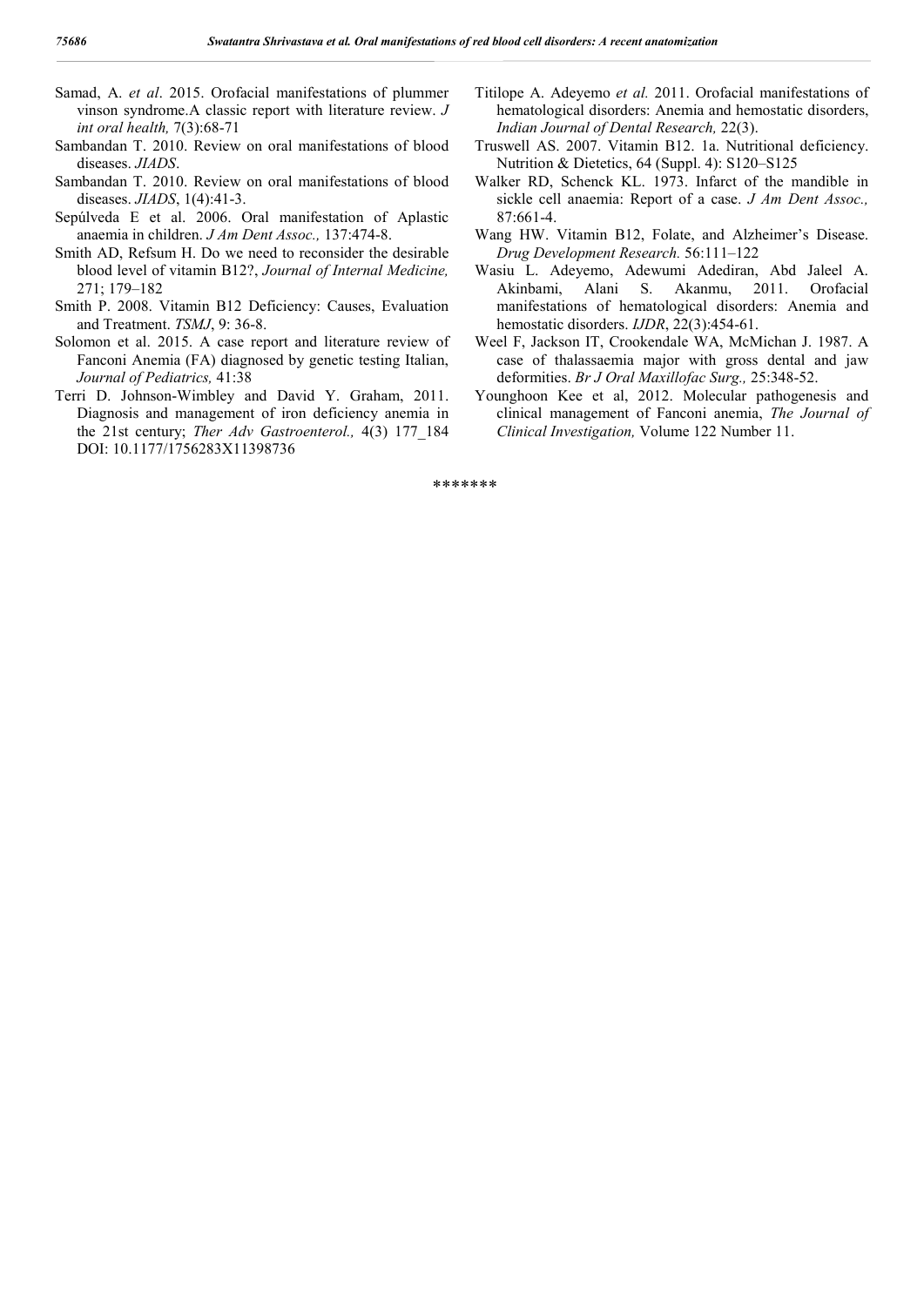Samad, A. *et al*. 2015. Orofacial manifestations of plummer vinson syndrome.A classic report with literature review. *J int oral health,* 7(3):68-71

Sambandan T. 2010. Review on oral manifestations of blood diseases. *JIADS*.

Sambandan T. 2010. Review on oral manifestations of blood diseases. *JIADS*, 1(4):41-3.

Sepúlveda E et al. 2006. Oral manifestation of Aplastic anaemia in children. *J Am Dent Assoc.,* 137:474-8.

Smith AD, Refsum H. Do we need to reconsider the desirable blood level of vitamin B12?, *Journal of Internal Medicine,* 271; 179–182

Smith P. 2008. Vitamin B12 Deficiency: Causes, Evaluation and Treatment. *TSMJ*, 9: 36-8.

Solomon et al. 2015. A case report and literature review of Fanconi Anemia (FA) diagnosed by genetic testing Italian, *Journal of Pediatrics,* 41:38

Terri D. Johnson-Wimbley and David Y. Graham, 2011. Diagnosis and management of iron deficiency anemia in the 21st century; *Ther Adv Gastroenterol.,* 4(3) 177_184 DOI: 10.1177/1756283X11398736

Titilope A. Adeyemo *et al.* 2011. Orofacial manifestations of hematological disorders: Anemia and hemostatic disorders, *Indian Journal of Dental Research,* 22(3).

Truswell AS. 2007. Vitamin B12. 1a. Nutritional deficiency. Nutrition & Dietetics, 64 (Suppl. 4): S120–S125

Walker RD, Schenck KL. 1973. Infarct of the mandible in sickle cell anaemia: Report of a case. *J Am Dent Assoc.,* 87:661-4.

Wang HW. Vitamin B12, Folate, and Alzheimer's Disease. *Drug Development Research.* 56:111–122

Wasiu L. Adeyemo, Adewumi Adediran, Abd Jaleel A. Akinbami, Alani S. Akanmu, 2011. Orofacial manifestations of hematological disorders: Anemia and hemostatic disorders. *IJDR*, 22(3):454-61.

Weel F, Jackson IT, Crookendale WA, McMichan J. 1987. A case of thalassaemia major with gross dental and jaw deformities. *Br J Oral Maxillofac Surg.,* 25:348-52.

Younghoon Kee et al, 2012. Molecular pathogenesis and clinical management of Fanconi anemia, *The Journal of Clinical Investigation,* Volume 122 Number 11.

*******